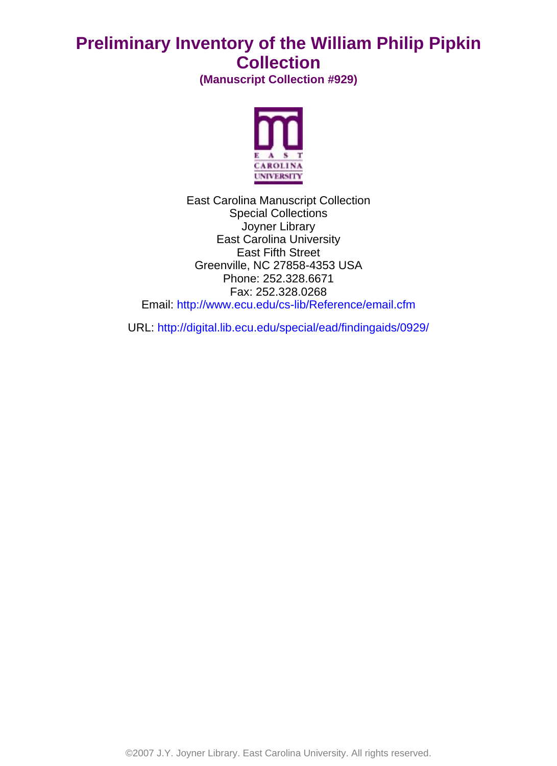# Preliminary Inventory of the William Philip Pipkin Collection

**(Manuscript Collection #929)**

East Carolina Manuscript Collection
Special Collections
Joyner Library
East Carolina University
East Fifth Street
Greenville, NC 27858-4353 USA
Phone: 252.328.6671
Fax: 252.328.0268
Email: http://www.ecu.edu/cs-lib/Reference/email.cfm

URL: http://digital.lib.ecu.edu/special/ead/findingaids/0929/

©2007 J.Y. Joyner Library. East Carolina University. All rights reserved.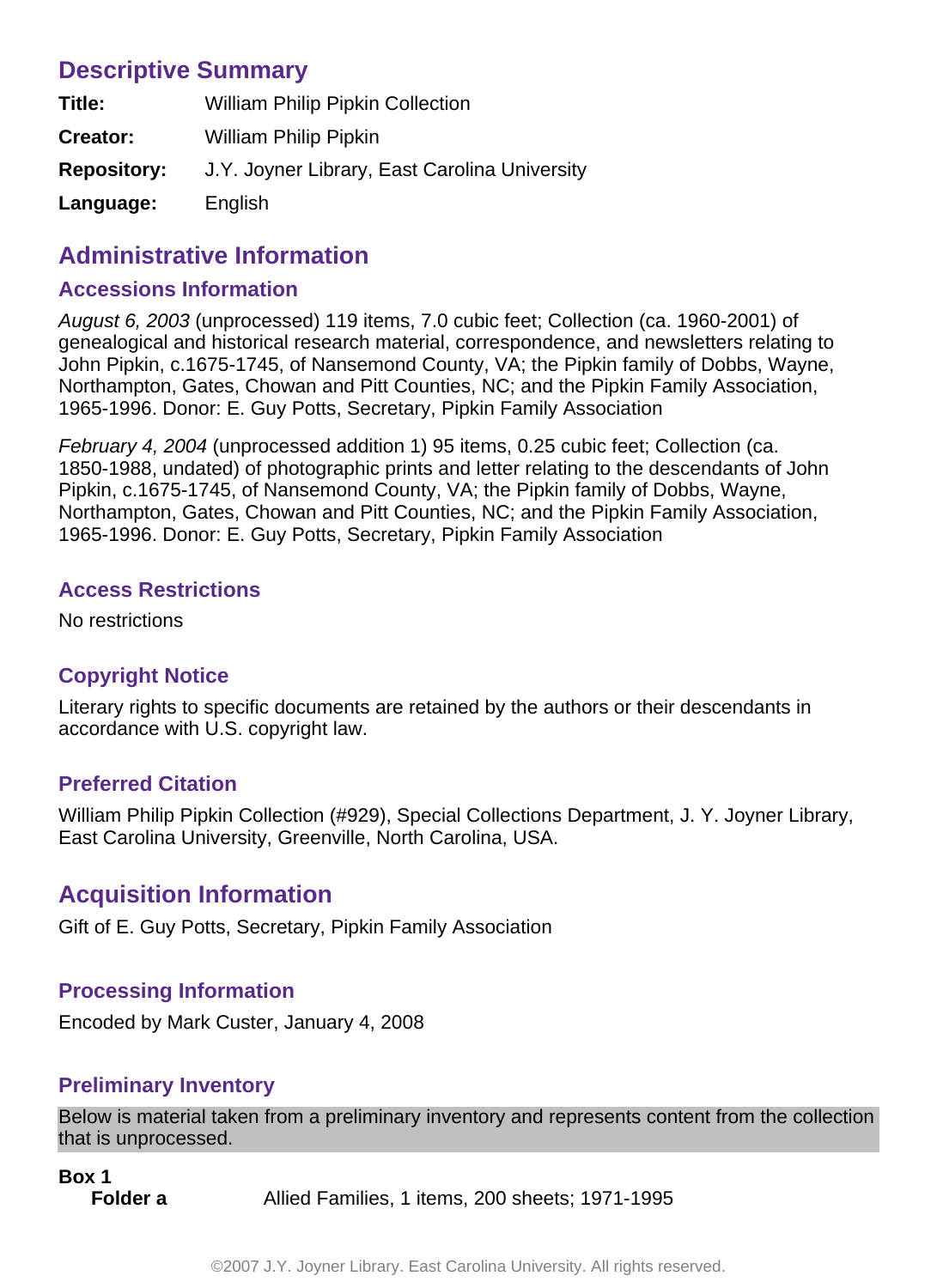## Descriptive Summary

**Title:** William Philip Pipkin Collection

**Creator:** William Philip Pipkin

**Repository:** J.Y. Joyner Library, East Carolina University

**Language:** English

## Administrative Information

### Accessions Information

*August 6, 2003* (unprocessed) 119 items, 7.0 cubic feet; Collection (ca. 1960-2001) of genealogical and historical research material, correspondence, and newsletters relating to John Pipkin, c.1675-1745, of Nansemond County, VA; the Pipkin family of Dobbs, Wayne, Northampton, Gates, Chowan and Pitt Counties, NC; and the Pipkin Family Association, 1965-1996. Donor: E. Guy Potts, Secretary, Pipkin Family Association

*February 4, 2004* (unprocessed addition 1) 95 items, 0.25 cubic feet; Collection (ca. 1850-1988, undated) of photographic prints and letter relating to the descendants of John Pipkin, c.1675-1745, of Nansemond County, VA; the Pipkin family of Dobbs, Wayne, Northampton, Gates, Chowan and Pitt Counties, NC; and the Pipkin Family Association, 1965-1996. Donor: E. Guy Potts, Secretary, Pipkin Family Association

### Access Restrictions

No restrictions

### Copyright Notice

Literary rights to specific documents are retained by the authors or their descendants in accordance with U.S. copyright law.

### Preferred Citation

William Philip Pipkin Collection (#929), Special Collections Department, J. Y. Joyner Library, East Carolina University, Greenville, North Carolina, USA.

## Acquisition Information

Gift of E. Guy Potts, Secretary, Pipkin Family Association

### Processing Information

Encoded by Mark Custer, January 4, 2008

### Preliminary Inventory

Below is material taken from a preliminary inventory and represents content from the collection that is unprocessed.

**Box 1**

**Folder a** Allied Families, 1 items, 200 sheets; 1971-1995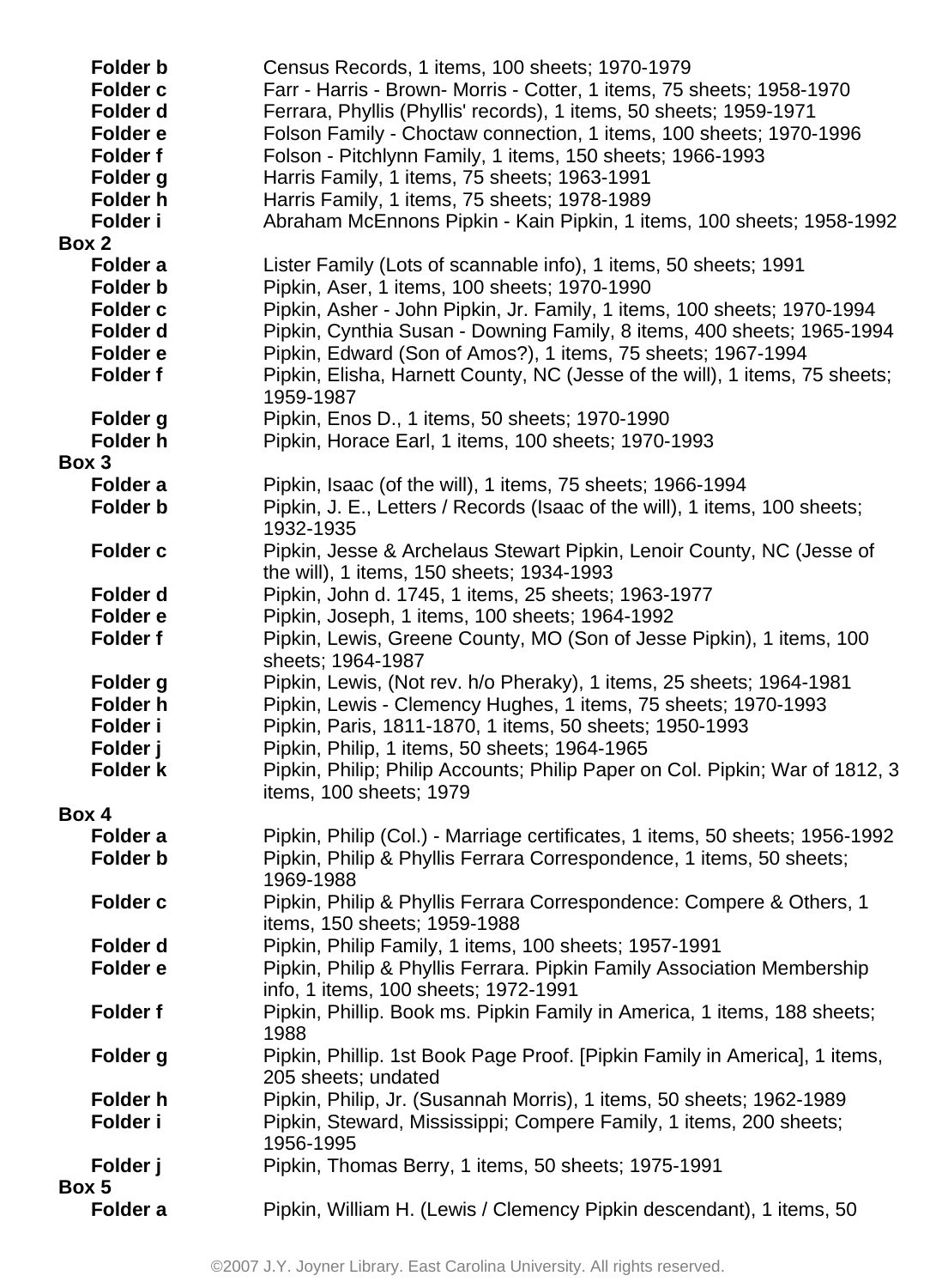**Folder b** Census Records, 1 items, 100 sheets; 1970-1979
**Folder c** Farr - Harris - Brown- Morris - Cotter, 1 items, 75 sheets; 1958-1970
**Folder d** Ferrara, Phyllis (Phyllis' records), 1 items, 50 sheets; 1959-1971
**Folder e** Folson Family - Choctaw connection, 1 items, 100 sheets; 1970-1996
**Folder f** Folson - Pitchlynn Family, 1 items, 150 sheets; 1966-1993
**Folder g** Harris Family, 1 items, 75 sheets; 1963-1991
**Folder h** Harris Family, 1 items, 75 sheets; 1978-1989
**Folder i** Abraham McEnnons Pipkin - Kain Pipkin, 1 items, 100 sheets; 1958-1992

**Box 2**

**Folder a** Lister Family (Lots of scannable info), 1 items, 50 sheets; 1991
**Folder b** Pipkin, Aser, 1 items, 100 sheets; 1970-1990
**Folder c** Pipkin, Asher - John Pipkin, Jr. Family, 1 items, 100 sheets; 1970-1994
**Folder d** Pipkin, Cynthia Susan - Downing Family, 8 items, 400 sheets; 1965-1994
**Folder e** Pipkin, Edward (Son of Amos?), 1 items, 75 sheets; 1967-1994
**Folder f** Pipkin, Elisha, Harnett County, NC (Jesse of the will), 1 items, 75 sheets; 1959-1987
**Folder g** Pipkin, Enos D., 1 items, 50 sheets; 1970-1990
**Folder h** Pipkin, Horace Earl, 1 items, 100 sheets; 1970-1993

**Box 3**

**Folder a** Pipkin, Isaac (of the will), 1 items, 75 sheets; 1966-1994
**Folder b** Pipkin, J. E., Letters / Records (Isaac of the will), 1 items, 100 sheets; 1932-1935
**Folder c** Pipkin, Jesse & Archelaus Stewart Pipkin, Lenoir County, NC (Jesse of the will), 1 items, 150 sheets; 1934-1993
**Folder d** Pipkin, John d. 1745, 1 items, 25 sheets; 1963-1977
**Folder e** Pipkin, Joseph, 1 items, 100 sheets; 1964-1992
**Folder f** Pipkin, Lewis, Greene County, MO (Son of Jesse Pipkin), 1 items, 100 sheets; 1964-1987
**Folder g** Pipkin, Lewis, (Not rev. h/o Pheraky), 1 items, 25 sheets; 1964-1981
**Folder h** Pipkin, Lewis - Clemency Hughes, 1 items, 75 sheets; 1970-1993
**Folder i** Pipkin, Paris, 1811-1870, 1 items, 50 sheets; 1950-1993
**Folder j** Pipkin, Philip, 1 items, 50 sheets; 1964-1965
**Folder k** Pipkin, Philip; Philip Accounts; Philip Paper on Col. Pipkin; War of 1812, 3 items, 100 sheets; 1979

**Box 4**

**Folder a** Pipkin, Philip (Col.) - Marriage certificates, 1 items, 50 sheets; 1956-1992
**Folder b** Pipkin, Philip & Phyllis Ferrara Correspondence, 1 items, 50 sheets; 1969-1988
**Folder c** Pipkin, Philip & Phyllis Ferrara Correspondence: Compere & Others, 1 items, 150 sheets; 1959-1988
**Folder d** Pipkin, Philip Family, 1 items, 100 sheets; 1957-1991
**Folder e** Pipkin, Philip & Phyllis Ferrara. Pipkin Family Association Membership info, 1 items, 100 sheets; 1972-1991
**Folder f** Pipkin, Phillip. Book ms. Pipkin Family in America, 1 items, 188 sheets; 1988
**Folder g** Pipkin, Phillip. 1st Book Page Proof. [Pipkin Family in America], 1 items, 205 sheets; undated
**Folder h** Pipkin, Philip, Jr. (Susannah Morris), 1 items, 50 sheets; 1962-1989
**Folder i** Pipkin, Steward, Mississippi; Compere Family, 1 items, 200 sheets; 1956-1995
**Folder j** Pipkin, Thomas Berry, 1 items, 50 sheets; 1975-1991

**Box 5**

**Folder a** Pipkin, William H. (Lewis / Clemency Pipkin descendant), 1 items, 50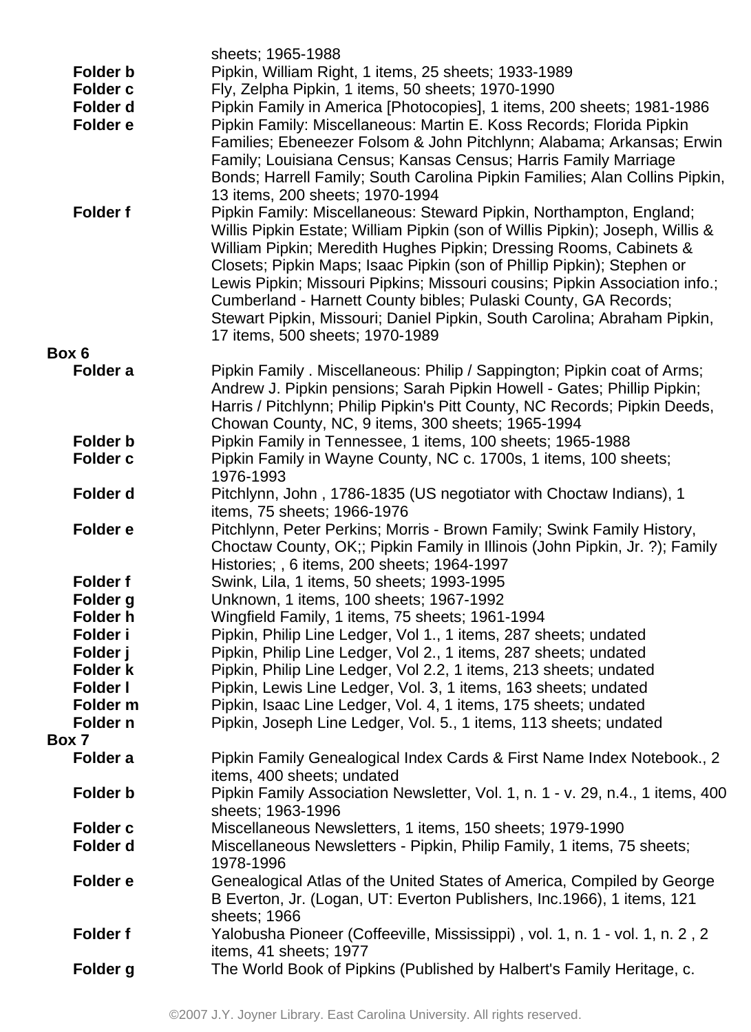sheets; 1965-1988

**Folder b** Pipkin, William Right, 1 items, 25 sheets; 1933-1989

**Folder c** Fly, Zelpha Pipkin, 1 items, 50 sheets; 1970-1990

**Folder d** Pipkin Family in America [Photocopies], 1 items, 200 sheets; 1981-1986

**Folder e** Pipkin Family: Miscellaneous: Martin E. Koss Records; Florida Pipkin Families; Ebeneezer Folsom & John Pitchlynn; Alabama; Arkansas; Erwin Family; Louisiana Census; Kansas Census; Harris Family Marriage Bonds; Harrell Family; South Carolina Pipkin Families; Alan Collins Pipkin, 13 items, 200 sheets; 1970-1994

**Folder f** Pipkin Family: Miscellaneous: Steward Pipkin, Northampton, England; Willis Pipkin Estate; William Pipkin (son of Willis Pipkin); Joseph, Willis & William Pipkin; Meredith Hughes Pipkin; Dressing Rooms, Cabinets & Closets; Pipkin Maps; Isaac Pipkin (son of Phillip Pipkin); Stephen or Lewis Pipkin; Missouri Pipkins; Missouri cousins; Pipkin Association info.; Cumberland - Harnett County bibles; Pulaski County, GA Records; Stewart Pipkin, Missouri; Daniel Pipkin, South Carolina; Abraham Pipkin, 17 items, 500 sheets; 1970-1989

**Box 6**

**Folder a** Pipkin Family . Miscellaneous: Philip / Sappington; Pipkin coat of Arms; Andrew J. Pipkin pensions; Sarah Pipkin Howell - Gates; Phillip Pipkin; Harris / Pitchlynn; Philip Pipkin's Pitt County, NC Records; Pipkin Deeds, Chowan County, NC, 9 items, 300 sheets; 1965-1994

**Folder b** Pipkin Family in Tennessee, 1 items, 100 sheets; 1965-1988

**Folder c** Pipkin Family in Wayne County, NC c. 1700s, 1 items, 100 sheets; 1976-1993

**Folder d** Pitchlynn, John , 1786-1835 (US negotiator with Choctaw Indians), 1 items, 75 sheets; 1966-1976

**Folder e** Pitchlynn, Peter Perkins; Morris - Brown Family; Swink Family History, Choctaw County, OK;; Pipkin Family in Illinois (John Pipkin, Jr. ?); Family Histories; , 6 items, 200 sheets; 1964-1997

**Folder f** Swink, Lila, 1 items, 50 sheets; 1993-1995

**Folder g** Unknown, 1 items, 100 sheets; 1967-1992

**Folder h** Wingfield Family, 1 items, 75 sheets; 1961-1994

**Folder i** Pipkin, Philip Line Ledger, Vol 1., 1 items, 287 sheets; undated

**Folder j** Pipkin, Philip Line Ledger, Vol 2., 1 items, 287 sheets; undated

**Folder k** Pipkin, Philip Line Ledger, Vol 2.2, 1 items, 213 sheets; undated

**Folder l** Pipkin, Lewis Line Ledger, Vol. 3, 1 items, 163 sheets; undated

**Folder m** Pipkin, Isaac Line Ledger, Vol. 4, 1 items, 175 sheets; undated

**Folder n** Pipkin, Joseph Line Ledger, Vol. 5., 1 items, 113 sheets; undated

**Box 7**

**Folder a** Pipkin Family Genealogical Index Cards & First Name Index Notebook., 2 items, 400 sheets; undated

**Folder b** Pipkin Family Association Newsletter, Vol. 1, n. 1 - v. 29, n.4., 1 items, 400 sheets; 1963-1996

**Folder c** Miscellaneous Newsletters, 1 items, 150 sheets; 1979-1990

**Folder d** Miscellaneous Newsletters - Pipkin, Philip Family, 1 items, 75 sheets; 1978-1996

**Folder e** Genealogical Atlas of the United States of America, Compiled by George B Everton, Jr. (Logan, UT: Everton Publishers, Inc.1966), 1 items, 121 sheets; 1966

**Folder f** Yalobusha Pioneer (Coffeeville, Mississippi) , vol. 1, n. 1 - vol. 1, n. 2 , 2 items, 41 sheets; 1977

**Folder g** The World Book of Pipkins (Published by Halbert's Family Heritage, c.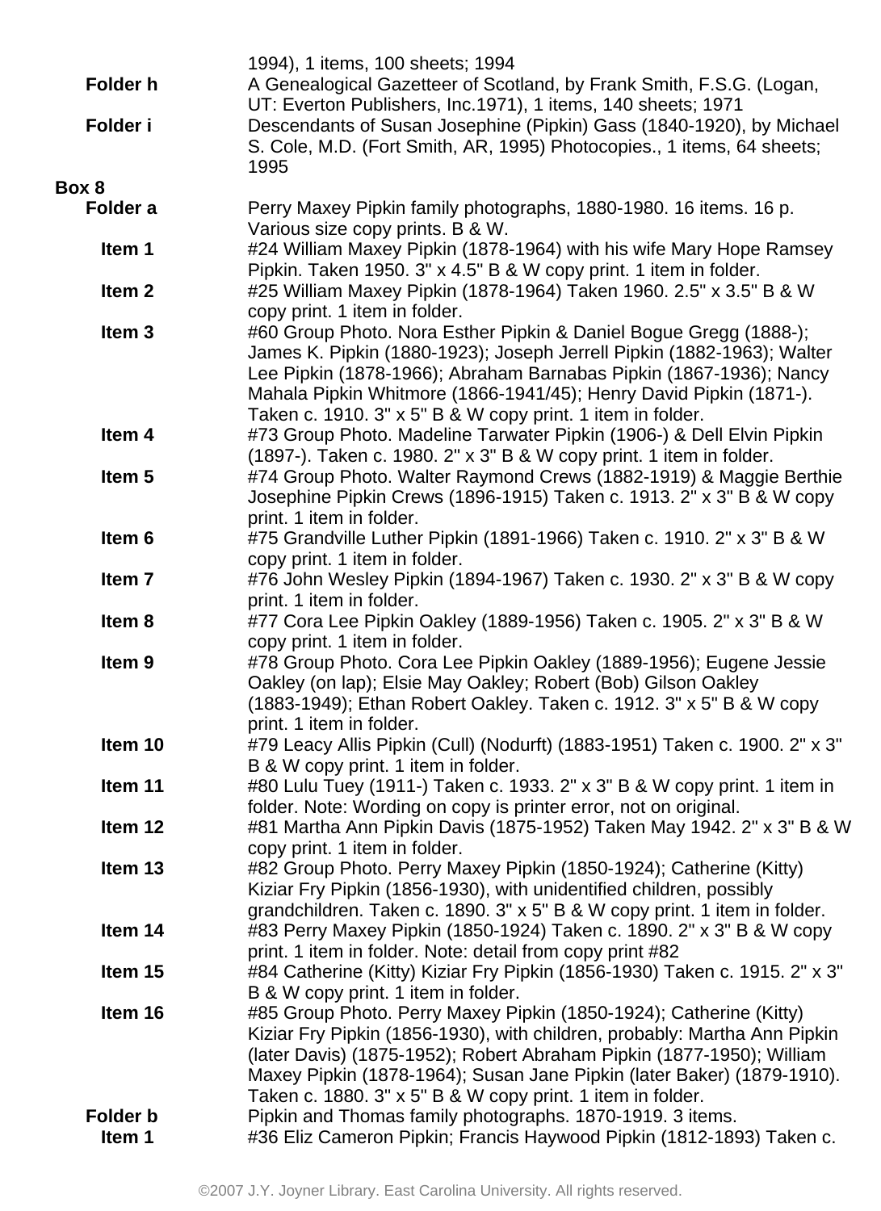1994), 1 items, 100 sheets; 1994

**Folder h** A Genealogical Gazetteer of Scotland, by Frank Smith, F.S.G. (Logan, UT: Everton Publishers, Inc.1971), 1 items, 140 sheets; 1971

**Folder i** Descendants of Susan Josephine (Pipkin) Gass (1840-1920), by Michael S. Cole, M.D. (Fort Smith, AR, 1995) Photocopies., 1 items, 64 sheets; 1995

**Box 8**

**Folder a** Perry Maxey Pipkin family photographs, 1880-1980. 16 items. 16 p. Various size copy prints. B & W.

**Item 1** #24 William Maxey Pipkin (1878-1964) with his wife Mary Hope Ramsey Pipkin. Taken 1950. 3" x 4.5" B & W copy print. 1 item in folder.

**Item 2** #25 William Maxey Pipkin (1878-1964) Taken 1960. 2.5" x 3.5" B & W copy print. 1 item in folder.

**Item 3** #60 Group Photo. Nora Esther Pipkin & Daniel Bogue Gregg (1888-); James K. Pipkin (1880-1923); Joseph Jerrell Pipkin (1882-1963); Walter Lee Pipkin (1878-1966); Abraham Barnabas Pipkin (1867-1936); Nancy Mahala Pipkin Whitmore (1866-1941/45); Henry David Pipkin (1871-). Taken c. 1910. 3" x 5" B & W copy print. 1 item in folder.

**Item 4** #73 Group Photo. Madeline Tarwater Pipkin (1906-) & Dell Elvin Pipkin (1897-). Taken c. 1980. 2" x 3" B & W copy print. 1 item in folder.

**Item 5** #74 Group Photo. Walter Raymond Crews (1882-1919) & Maggie Berthie Josephine Pipkin Crews (1896-1915) Taken c. 1913. 2" x 3" B & W copy print. 1 item in folder.

**Item 6** #75 Grandville Luther Pipkin (1891-1966) Taken c. 1910. 2" x 3" B & W copy print. 1 item in folder.

**Item 7** #76 John Wesley Pipkin (1894-1967) Taken c. 1930. 2" x 3" B & W copy print. 1 item in folder.

**Item 8** #77 Cora Lee Pipkin Oakley (1889-1956) Taken c. 1905. 2" x 3" B & W copy print. 1 item in folder.

**Item 9** #78 Group Photo. Cora Lee Pipkin Oakley (1889-1956); Eugene Jessie Oakley (on lap); Elsie May Oakley; Robert (Bob) Gilson Oakley (1883-1949); Ethan Robert Oakley. Taken c. 1912. 3" x 5" B & W copy print. 1 item in folder.

**Item 10** #79 Leacy Allis Pipkin (Cull) (Nodurft) (1883-1951) Taken c. 1900. 2" x 3" B & W copy print. 1 item in folder.

**Item 11** #80 Lulu Tuey (1911-) Taken c. 1933. 2" x 3" B & W copy print. 1 item in folder. Note: Wording on copy is printer error, not on original.

**Item 12** #81 Martha Ann Pipkin Davis (1875-1952) Taken May 1942. 2" x 3" B & W copy print. 1 item in folder.

**Item 13** #82 Group Photo. Perry Maxey Pipkin (1850-1924); Catherine (Kitty) Kiziar Fry Pipkin (1856-1930), with unidentified children, possibly grandchildren. Taken c. 1890. 3" x 5" B & W copy print. 1 item in folder.

**Item 14** #83 Perry Maxey Pipkin (1850-1924) Taken c. 1890. 2" x 3" B & W copy print. 1 item in folder. Note: detail from copy print #82

**Item 15** #84 Catherine (Kitty) Kiziar Fry Pipkin (1856-1930) Taken c. 1915. 2" x 3" B & W copy print. 1 item in folder.

**Item 16** #85 Group Photo. Perry Maxey Pipkin (1850-1924); Catherine (Kitty) Kiziar Fry Pipkin (1856-1930), with children, probably: Martha Ann Pipkin (later Davis) (1875-1952); Robert Abraham Pipkin (1877-1950); William Maxey Pipkin (1878-1964); Susan Jane Pipkin (later Baker) (1879-1910). Taken c. 1880. 3" x 5" B & W copy print. 1 item in folder.

**Folder b** Pipkin and Thomas family photographs. 1870-1919. 3 items.

**Item 1** #36 Eliz Cameron Pipkin; Francis Haywood Pipkin (1812-1893) Taken c.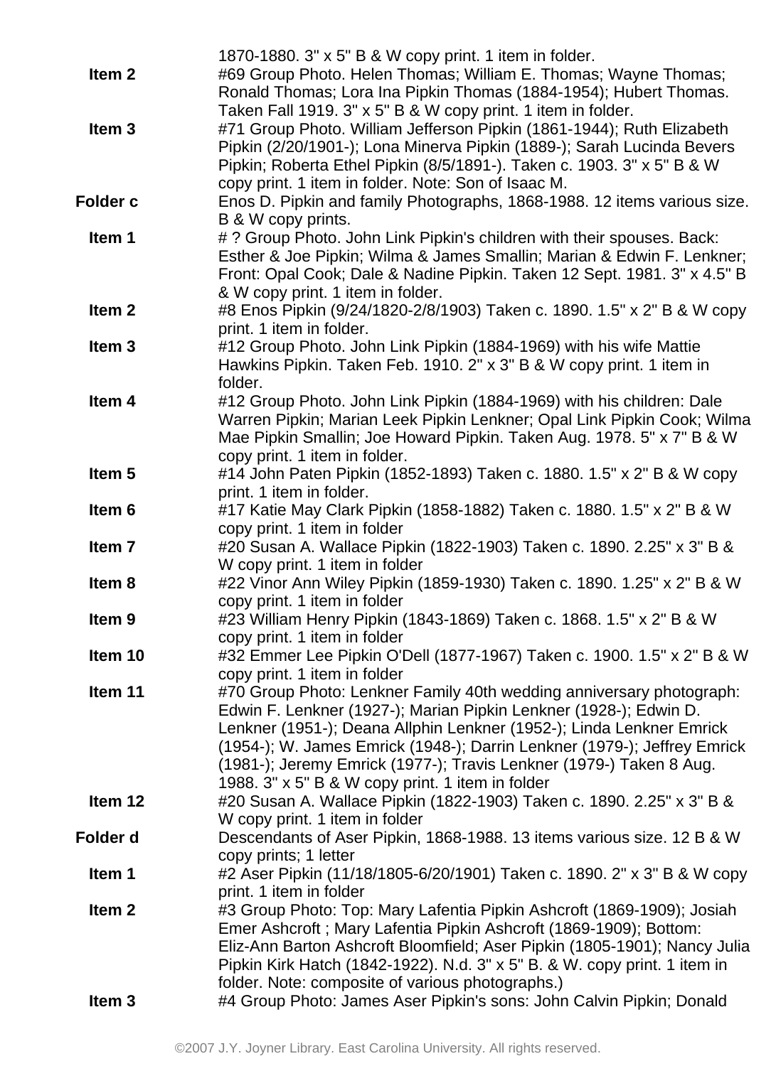1870-1880. 3" x 5" B & W copy print. 1 item in folder.

**Item 2** #69 Group Photo. Helen Thomas; William E. Thomas; Wayne Thomas; Ronald Thomas; Lora Ina Pipkin Thomas (1884-1954); Hubert Thomas. Taken Fall 1919. 3" x 5" B & W copy print. 1 item in folder.

**Item 3** #71 Group Photo. William Jefferson Pipkin (1861-1944); Ruth Elizabeth Pipkin (2/20/1901-); Lona Minerva Pipkin (1889-); Sarah Lucinda Bevers Pipkin; Roberta Ethel Pipkin (8/5/1891-). Taken c. 1903. 3" x 5" B & W copy print. 1 item in folder. Note: Son of Isaac M.

**Folder c** Enos D. Pipkin and family Photographs, 1868-1988. 12 items various size. B & W copy prints.

**Item 1** # ? Group Photo. John Link Pipkin's children with their spouses. Back: Esther & Joe Pipkin; Wilma & James Smallin; Marian & Edwin F. Lenkner; Front: Opal Cook; Dale & Nadine Pipkin. Taken 12 Sept. 1981. 3" x 4.5" B & W copy print. 1 item in folder.

**Item 2** #8 Enos Pipkin (9/24/1820-2/8/1903) Taken c. 1890. 1.5" x 2" B & W copy print. 1 item in folder.

**Item 3** #12 Group Photo. John Link Pipkin (1884-1969) with his wife Mattie Hawkins Pipkin. Taken Feb. 1910. 2" x 3" B & W copy print. 1 item in folder.

**Item 4** #12 Group Photo. John Link Pipkin (1884-1969) with his children: Dale Warren Pipkin; Marian Leek Pipkin Lenkner; Opal Link Pipkin Cook; Wilma Mae Pipkin Smallin; Joe Howard Pipkin. Taken Aug. 1978. 5" x 7" B & W copy print. 1 item in folder.

**Item 5** #14 John Paten Pipkin (1852-1893) Taken c. 1880. 1.5" x 2" B & W copy print. 1 item in folder.

**Item 6** #17 Katie May Clark Pipkin (1858-1882) Taken c. 1880. 1.5" x 2" B & W copy print. 1 item in folder

**Item 7** #20 Susan A. Wallace Pipkin (1822-1903) Taken c. 1890. 2.25" x 3" B & W copy print. 1 item in folder

**Item 8** #22 Vinor Ann Wiley Pipkin (1859-1930) Taken c. 1890. 1.25" x 2" B & W copy print. 1 item in folder

**Item 9** #23 William Henry Pipkin (1843-1869) Taken c. 1868. 1.5" x 2" B & W copy print. 1 item in folder

**Item 10** #32 Emmer Lee Pipkin O'Dell (1877-1967) Taken c. 1900. 1.5" x 2" B & W copy print. 1 item in folder

**Item 11** #70 Group Photo: Lenkner Family 40th wedding anniversary photograph: Edwin F. Lenkner (1927-); Marian Pipkin Lenkner (1928-); Edwin D. Lenkner (1951-); Deana Allphin Lenkner (1952-); Linda Lenkner Emrick (1954-); W. James Emrick (1948-); Darrin Lenkner (1979-); Jeffrey Emrick (1981-); Jeremy Emrick (1977-); Travis Lenkner (1979-) Taken 8 Aug. 1988. 3" x 5" B & W copy print. 1 item in folder

**Item 12** #20 Susan A. Wallace Pipkin (1822-1903) Taken c. 1890. 2.25" x 3" B & W copy print. 1 item in folder

**Folder d** Descendants of Aser Pipkin, 1868-1988. 13 items various size. 12 B & W copy prints; 1 letter

**Item 1** #2 Aser Pipkin (11/18/1805-6/20/1901) Taken c. 1890. 2" x 3" B & W copy print. 1 item in folder

**Item 2** #3 Group Photo: Top: Mary Lafentia Pipkin Ashcroft (1869-1909); Josiah Emer Ashcroft ; Mary Lafentia Pipkin Ashcroft (1869-1909); Bottom: Eliz-Ann Barton Ashcroft Bloomfield; Aser Pipkin (1805-1901); Nancy Julia Pipkin Kirk Hatch (1842-1922). N.d. 3" x 5" B. & W. copy print. 1 item in folder. Note: composite of various photographs.)

**Item 3** #4 Group Photo: James Aser Pipkin's sons: John Calvin Pipkin; Donald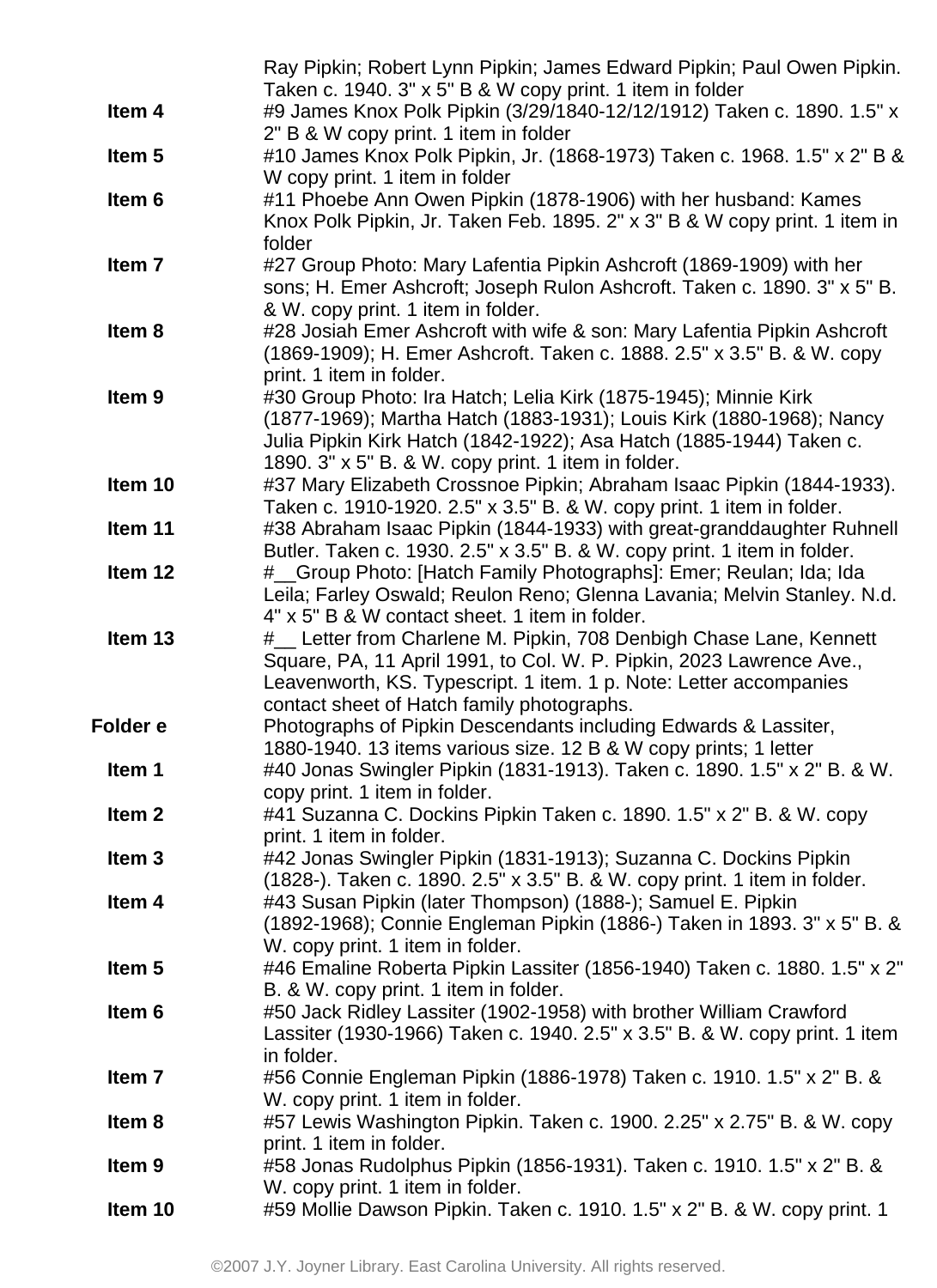Ray Pipkin; Robert Lynn Pipkin; James Edward Pipkin; Paul Owen Pipkin. Taken c. 1940. 3" x 5" B & W copy print. 1 item in folder

**Item 4** #9 James Knox Polk Pipkin (3/29/1840-12/12/1912) Taken c. 1890. 1.5" x 2" B & W copy print. 1 item in folder

**Item 5** #10 James Knox Polk Pipkin, Jr. (1868-1973) Taken c. 1968. 1.5" x 2" B & W copy print. 1 item in folder

**Item 6** #11 Phoebe Ann Owen Pipkin (1878-1906) with her husband: Kames Knox Polk Pipkin, Jr. Taken Feb. 1895. 2" x 3" B & W copy print. 1 item in folder

**Item 7** #27 Group Photo: Mary Lafentia Pipkin Ashcroft (1869-1909) with her sons; H. Emer Ashcroft; Joseph Rulon Ashcroft. Taken c. 1890. 3" x 5" B. & W. copy print. 1 item in folder.

**Item 8** #28 Josiah Emer Ashcroft with wife & son: Mary Lafentia Pipkin Ashcroft (1869-1909); H. Emer Ashcroft. Taken c. 1888. 2.5" x 3.5" B. & W. copy print. 1 item in folder.

**Item 9** #30 Group Photo: Ira Hatch; Lelia Kirk (1875-1945); Minnie Kirk (1877-1969); Martha Hatch (1883-1931); Louis Kirk (1880-1968); Nancy Julia Pipkin Kirk Hatch (1842-1922); Asa Hatch (1885-1944) Taken c. 1890. 3" x 5" B. & W. copy print. 1 item in folder.

**Item 10** #37 Mary Elizabeth Crossnoe Pipkin; Abraham Isaac Pipkin (1844-1933). Taken c. 1910-1920. 2.5" x 3.5" B. & W. copy print. 1 item in folder.

**Item 11** #38 Abraham Isaac Pipkin (1844-1933) with great-granddaughter Ruhnell Butler. Taken c. 1930. 2.5" x 3.5" B. & W. copy print. 1 item in folder.

**Item 12** #__Group Photo: [Hatch Family Photographs]: Emer; Reulan; Ida; Ida Leila; Farley Oswald; Reulon Reno; Glenna Lavania; Melvin Stanley. N.d. 4" x 5" B & W contact sheet. 1 item in folder.

**Item 13** #__ Letter from Charlene M. Pipkin, 708 Denbigh Chase Lane, Kennett Square, PA, 11 April 1991, to Col. W. P. Pipkin, 2023 Lawrence Ave., Leavenworth, KS. Typescript. 1 item. 1 p. Note: Letter accompanies contact sheet of Hatch family photographs.

**Folder e** Photographs of Pipkin Descendants including Edwards & Lassiter, 1880-1940. 13 items various size. 12 B & W copy prints; 1 letter

**Item 1** #40 Jonas Swingler Pipkin (1831-1913). Taken c. 1890. 1.5" x 2" B. & W. copy print. 1 item in folder.

**Item 2** #41 Suzanna C. Dockins Pipkin Taken c. 1890. 1.5" x 2" B. & W. copy print. 1 item in folder.

**Item 3** #42 Jonas Swingler Pipkin (1831-1913); Suzanna C. Dockins Pipkin (1828-). Taken c. 1890. 2.5" x 3.5" B. & W. copy print. 1 item in folder.

**Item 4** #43 Susan Pipkin (later Thompson) (1888-); Samuel E. Pipkin (1892-1968); Connie Engleman Pipkin (1886-) Taken in 1893. 3" x 5" B. & W. copy print. 1 item in folder.

**Item 5** #46 Emaline Roberta Pipkin Lassiter (1856-1940) Taken c. 1880. 1.5" x 2" B. & W. copy print. 1 item in folder.

**Item 6** #50 Jack Ridley Lassiter (1902-1958) with brother William Crawford Lassiter (1930-1966) Taken c. 1940. 2.5" x 3.5" B. & W. copy print. 1 item in folder.

**Item 7** #56 Connie Engleman Pipkin (1886-1978) Taken c. 1910. 1.5" x 2" B. & W. copy print. 1 item in folder.

**Item 8** #57 Lewis Washington Pipkin. Taken c. 1900. 2.25" x 2.75" B. & W. copy print. 1 item in folder.

**Item 9** #58 Jonas Rudolphus Pipkin (1856-1931). Taken c. 1910. 1.5" x 2" B. & W. copy print. 1 item in folder.

**Item 10** #59 Mollie Dawson Pipkin. Taken c. 1910. 1.5" x 2" B. & W. copy print. 1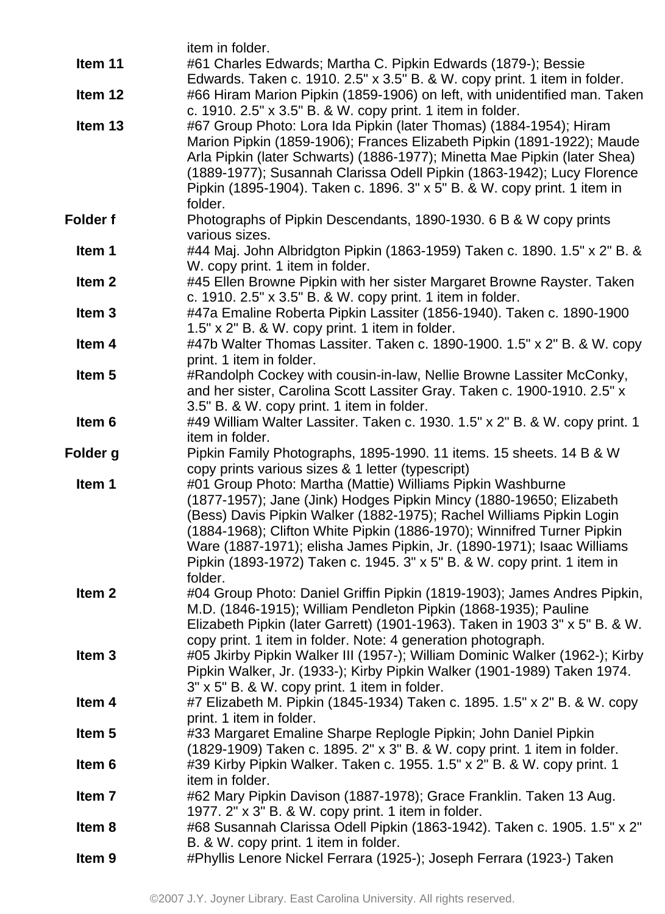item in folder.

**Item 11** #61 Charles Edwards; Martha C. Pipkin Edwards (1879-); Bessie Edwards. Taken c. 1910. 2.5" x 3.5" B. & W. copy print. 1 item in folder.

**Item 12** #66 Hiram Marion Pipkin (1859-1906) on left, with unidentified man. Taken c. 1910. 2.5" x 3.5" B. & W. copy print. 1 item in folder.

**Item 13** #67 Group Photo: Lora Ida Pipkin (later Thomas) (1884-1954); Hiram Marion Pipkin (1859-1906); Frances Elizabeth Pipkin (1891-1922); Maude Arla Pipkin (later Schwarts) (1886-1977); Minetta Mae Pipkin (later Shea) (1889-1977); Susannah Clarissa Odell Pipkin (1863-1942); Lucy Florence Pipkin (1895-1904). Taken c. 1896. 3" x 5" B. & W. copy print. 1 item in folder.

**Folder f** Photographs of Pipkin Descendants, 1890-1930. 6 B & W copy prints various sizes.

**Item 1** #44 Maj. John Albridgton Pipkin (1863-1959) Taken c. 1890. 1.5" x 2" B. & W. copy print. 1 item in folder.

**Item 2** #45 Ellen Browne Pipkin with her sister Margaret Browne Rayster. Taken c. 1910. 2.5" x 3.5" B. & W. copy print. 1 item in folder.

**Item 3** #47a Emaline Roberta Pipkin Lassiter (1856-1940). Taken c. 1890-1900 1.5" x 2" B. & W. copy print. 1 item in folder.

**Item 4** #47b Walter Thomas Lassiter. Taken c. 1890-1900. 1.5" x 2" B. & W. copy print. 1 item in folder.

**Item 5** #Randolph Cockey with cousin-in-law, Nellie Browne Lassiter McConky, and her sister, Carolina Scott Lassiter Gray. Taken c. 1900-1910. 2.5" x 3.5" B. & W. copy print. 1 item in folder.

**Item 6** #49 William Walter Lassiter. Taken c. 1930. 1.5" x 2" B. & W. copy print. 1 item in folder.

**Folder g** Pipkin Family Photographs, 1895-1990. 11 items. 15 sheets. 14 B & W copy prints various sizes & 1 letter (typescript)

**Item 1** #01 Group Photo: Martha (Mattie) Williams Pipkin Washburne (1877-1957); Jane (Jink) Hodges Pipkin Mincy (1880-19650; Elizabeth (Bess) Davis Pipkin Walker (1882-1975); Rachel Williams Pipkin Login (1884-1968); Clifton White Pipkin (1886-1970); Winnifred Turner Pipkin Ware (1887-1971); elisha James Pipkin, Jr. (1890-1971); Isaac Williams Pipkin (1893-1972) Taken c. 1945. 3" x 5" B. & W. copy print. 1 item in folder.

**Item 2** #04 Group Photo: Daniel Griffin Pipkin (1819-1903); James Andres Pipkin, M.D. (1846-1915); William Pendleton Pipkin (1868-1935); Pauline Elizabeth Pipkin (later Garrett) (1901-1963). Taken in 1903 3" x 5" B. & W. copy print. 1 item in folder. Note: 4 generation photograph.

**Item 3** #05 Jkirby Pipkin Walker III (1957-); William Dominic Walker (1962-); Kirby Pipkin Walker, Jr. (1933-); Kirby Pipkin Walker (1901-1989) Taken 1974. 3" x 5" B. & W. copy print. 1 item in folder.

**Item 4** #7 Elizabeth M. Pipkin (1845-1934) Taken c. 1895. 1.5" x 2" B. & W. copy print. 1 item in folder.

**Item 5** #33 Margaret Emaline Sharpe Replogle Pipkin; John Daniel Pipkin (1829-1909) Taken c. 1895. 2" x 3" B. & W. copy print. 1 item in folder.

**Item 6** #39 Kirby Pipkin Walker. Taken c. 1955. 1.5" x 2" B. & W. copy print. 1 item in folder.

**Item 7** #62 Mary Pipkin Davison (1887-1978); Grace Franklin. Taken 13 Aug. 1977. 2" x 3" B. & W. copy print. 1 item in folder.

**Item 8** #68 Susannah Clarissa Odell Pipkin (1863-1942). Taken c. 1905. 1.5" x 2" B. & W. copy print. 1 item in folder.

**Item 9** #Phyllis Lenore Nickel Ferrara (1925-); Joseph Ferrara (1923-) Taken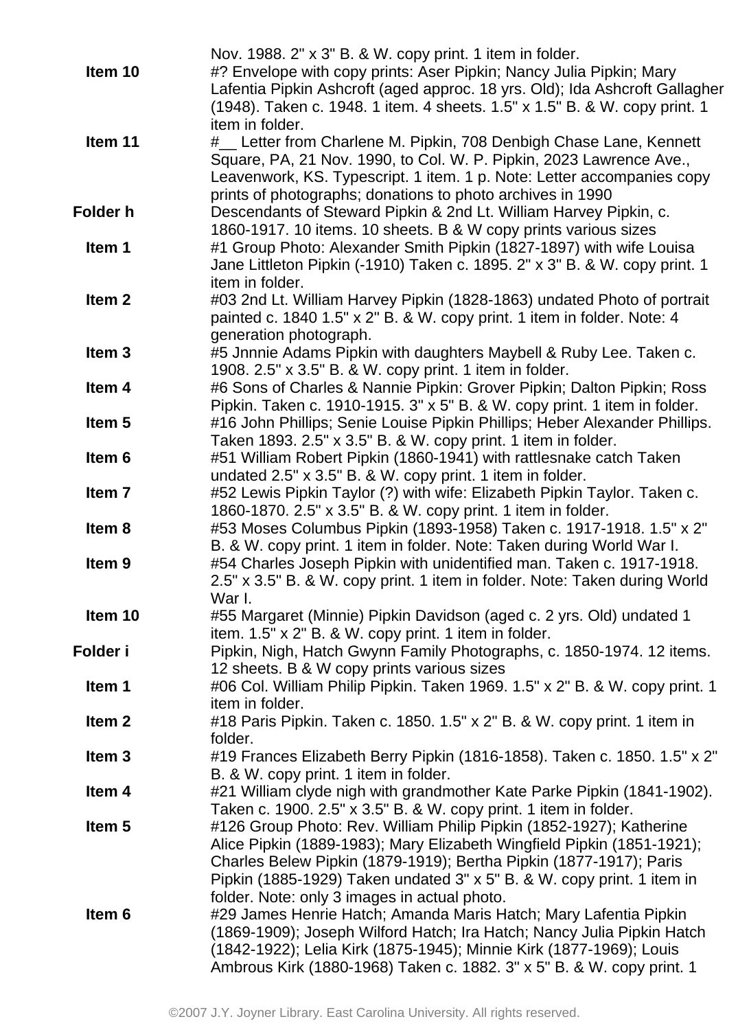Nov. 1988. 2" x 3" B. & W. copy print. 1 item in folder.

**Item 10** #? Envelope with copy prints: Aser Pipkin; Nancy Julia Pipkin; Mary Lafentia Pipkin Ashcroft (aged approc. 18 yrs. Old); Ida Ashcroft Gallagher (1948). Taken c. 1948. 1 item. 4 sheets. 1.5" x 1.5" B. & W. copy print. 1 item in folder.

**Item 11** #__ Letter from Charlene M. Pipkin, 708 Denbigh Chase Lane, Kennett Square, PA, 21 Nov. 1990, to Col. W. P. Pipkin, 2023 Lawrence Ave., Leavenwork, KS. Typescript. 1 item. 1 p. Note: Letter accompanies copy prints of photographs; donations to photo archives in 1990

**Folder h** Descendants of Steward Pipkin & 2nd Lt. William Harvey Pipkin, c. 1860-1917. 10 items. 10 sheets. B & W copy prints various sizes

**Item 1** #1 Group Photo: Alexander Smith Pipkin (1827-1897) with wife Louisa Jane Littleton Pipkin (-1910) Taken c. 1895. 2" x 3" B. & W. copy print. 1 item in folder.

**Item 2** #03 2nd Lt. William Harvey Pipkin (1828-1863) undated Photo of portrait painted c. 1840 1.5" x 2" B. & W. copy print. 1 item in folder. Note: 4 generation photograph.

**Item 3** #5 Jnnnie Adams Pipkin with daughters Maybell & Ruby Lee. Taken c. 1908. 2.5" x 3.5" B. & W. copy print. 1 item in folder.

**Item 4** #6 Sons of Charles & Nannie Pipkin: Grover Pipkin; Dalton Pipkin; Ross Pipkin. Taken c. 1910-1915. 3" x 5" B. & W. copy print. 1 item in folder.

**Item 5** #16 John Phillips; Senie Louise Pipkin Phillips; Heber Alexander Phillips. Taken 1893. 2.5" x 3.5" B. & W. copy print. 1 item in folder.

**Item 6** #51 William Robert Pipkin (1860-1941) with rattlesnake catch Taken undated 2.5" x 3.5" B. & W. copy print. 1 item in folder.

**Item 7** #52 Lewis Pipkin Taylor (?) with wife: Elizabeth Pipkin Taylor. Taken c. 1860-1870. 2.5" x 3.5" B. & W. copy print. 1 item in folder.

**Item 8** #53 Moses Columbus Pipkin (1893-1958) Taken c. 1917-1918. 1.5" x 2" B. & W. copy print. 1 item in folder. Note: Taken during World War I.

**Item 9** #54 Charles Joseph Pipkin with unidentified man. Taken c. 1917-1918. 2.5" x 3.5" B. & W. copy print. 1 item in folder. Note: Taken during World War I.

**Item 10** #55 Margaret (Minnie) Pipkin Davidson (aged c. 2 yrs. Old) undated 1 item. 1.5" x 2" B. & W. copy print. 1 item in folder.

**Folder i** Pipkin, Nigh, Hatch Gwynn Family Photographs, c. 1850-1974. 12 items. 12 sheets. B & W copy prints various sizes

**Item 1** #06 Col. William Philip Pipkin. Taken 1969. 1.5" x 2" B. & W. copy print. 1 item in folder.

**Item 2** #18 Paris Pipkin. Taken c. 1850. 1.5" x 2" B. & W. copy print. 1 item in folder.

**Item 3** #19 Frances Elizabeth Berry Pipkin (1816-1858). Taken c. 1850. 1.5" x 2" B. & W. copy print. 1 item in folder.

**Item 4** #21 William clyde nigh with grandmother Kate Parke Pipkin (1841-1902). Taken c. 1900. 2.5" x 3.5" B. & W. copy print. 1 item in folder.

**Item 5** #126 Group Photo: Rev. William Philip Pipkin (1852-1927); Katherine Alice Pipkin (1889-1983); Mary Elizabeth Wingfield Pipkin (1851-1921); Charles Belew Pipkin (1879-1919); Bertha Pipkin (1877-1917); Paris Pipkin (1885-1929) Taken undated 3" x 5" B. & W. copy print. 1 item in folder. Note: only 3 images in actual photo.

**Item 6** #29 James Henrie Hatch; Amanda Maris Hatch; Mary Lafentia Pipkin (1869-1909); Joseph Wilford Hatch; Ira Hatch; Nancy Julia Pipkin Hatch (1842-1922); Lelia Kirk (1875-1945); Minnie Kirk (1877-1969); Louis Ambrous Kirk (1880-1968) Taken c. 1882. 3" x 5" B. & W. copy print. 1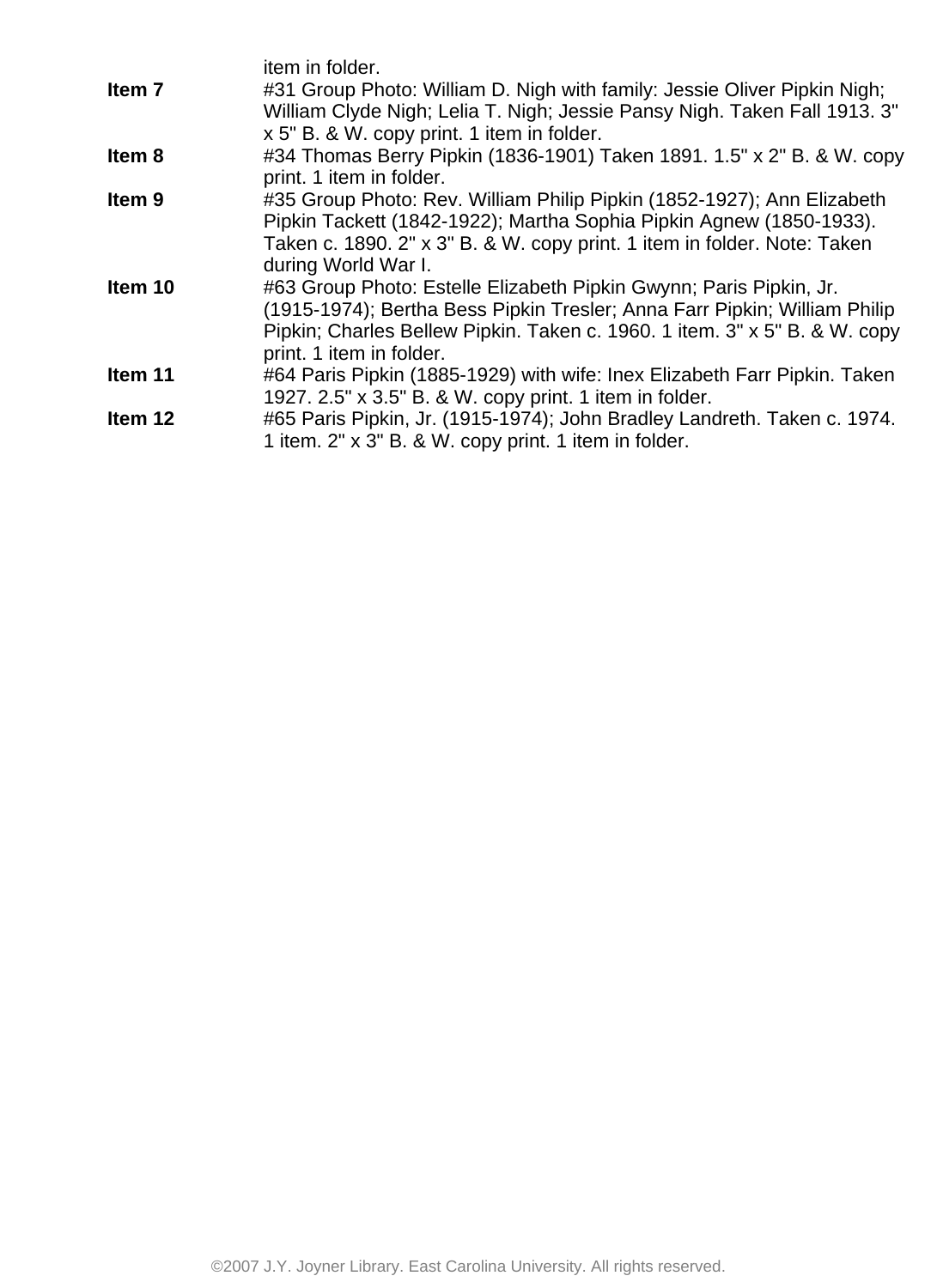item in folder.

**Item 7** #31 Group Photo: William D. Nigh with family: Jessie Oliver Pipkin Nigh; William Clyde Nigh; Lelia T. Nigh; Jessie Pansy Nigh. Taken Fall 1913. 3" x 5" B. & W. copy print. 1 item in folder.

**Item 8** #34 Thomas Berry Pipkin (1836-1901) Taken 1891. 1.5" x 2" B. & W. copy print. 1 item in folder.

**Item 9** #35 Group Photo: Rev. William Philip Pipkin (1852-1927); Ann Elizabeth Pipkin Tackett (1842-1922); Martha Sophia Pipkin Agnew (1850-1933). Taken c. 1890. 2" x 3" B. & W. copy print. 1 item in folder. Note: Taken during World War I.

**Item 10** #63 Group Photo: Estelle Elizabeth Pipkin Gwynn; Paris Pipkin, Jr. (1915-1974); Bertha Bess Pipkin Tresler; Anna Farr Pipkin; William Philip Pipkin; Charles Bellew Pipkin. Taken c. 1960. 1 item. 3" x 5" B. & W. copy print. 1 item in folder.

**Item 11** #64 Paris Pipkin (1885-1929) with wife: Inex Elizabeth Farr Pipkin. Taken 1927. 2.5" x 3.5" B. & W. copy print. 1 item in folder.

**Item 12** #65 Paris Pipkin, Jr. (1915-1974); John Bradley Landreth. Taken c. 1974. 1 item. 2" x 3" B. & W. copy print. 1 item in folder.